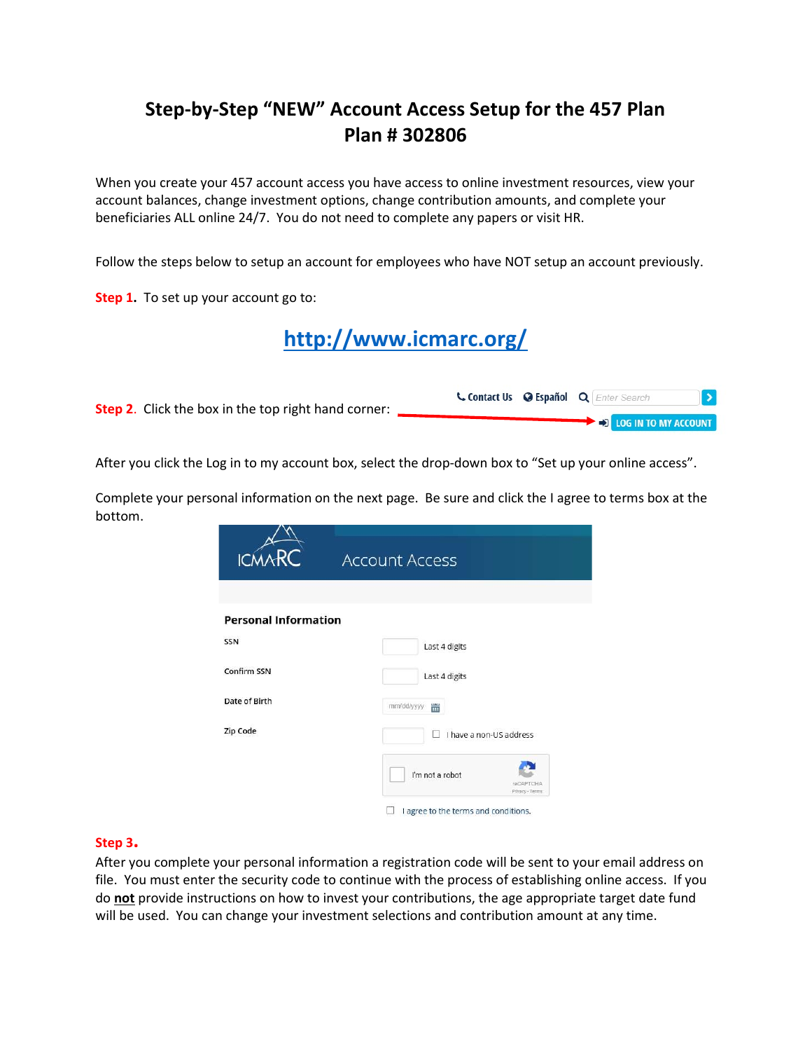# Step-by-Step "NEW" Account Access Setup for the 457 Plan
# Plan # 302806

When you create your 457 account access you have access to online investment resources, view your account balances, change investment options, change contribution amounts, and complete your beneficiaries ALL online 24/7. You do not need to complete any papers or visit HR.

Follow the steps below to setup an account for employees who have NOT setup an account previously.

**Step 1.** To set up your account go to:

## [http://www.icmarc.org/](http://www.icmarc.org/)

**Step 2.** Click the box in the top right hand corner:

Contact Us | Español | Enter Search

LOG IN TO MY ACCOUNT

After you click the Log in to my account box, select the drop-down box to "Set up your online access".

Complete your personal information on the next page. Be sure and click the I agree to terms box at the bottom.

ICMARC Account Access

**Personal Information**

| | |
|---|---|
| SSN | Last 4 digits |
| Confirm SSN | Last 4 digits |
| Date of Birth | mm/dd/yyyy |
| Zip Code | I have a non-US address |
| | I'm not a robot |
| | I agree to the terms and conditions. |

**Step 3.**

After you complete your personal information a registration code will be sent to your email address on file. You must enter the security code to continue with the process of establishing online access. If you do **not** provide instructions on how to invest your contributions, the age appropriate target date fund will be used. You can change your investment selections and contribution amount at any time.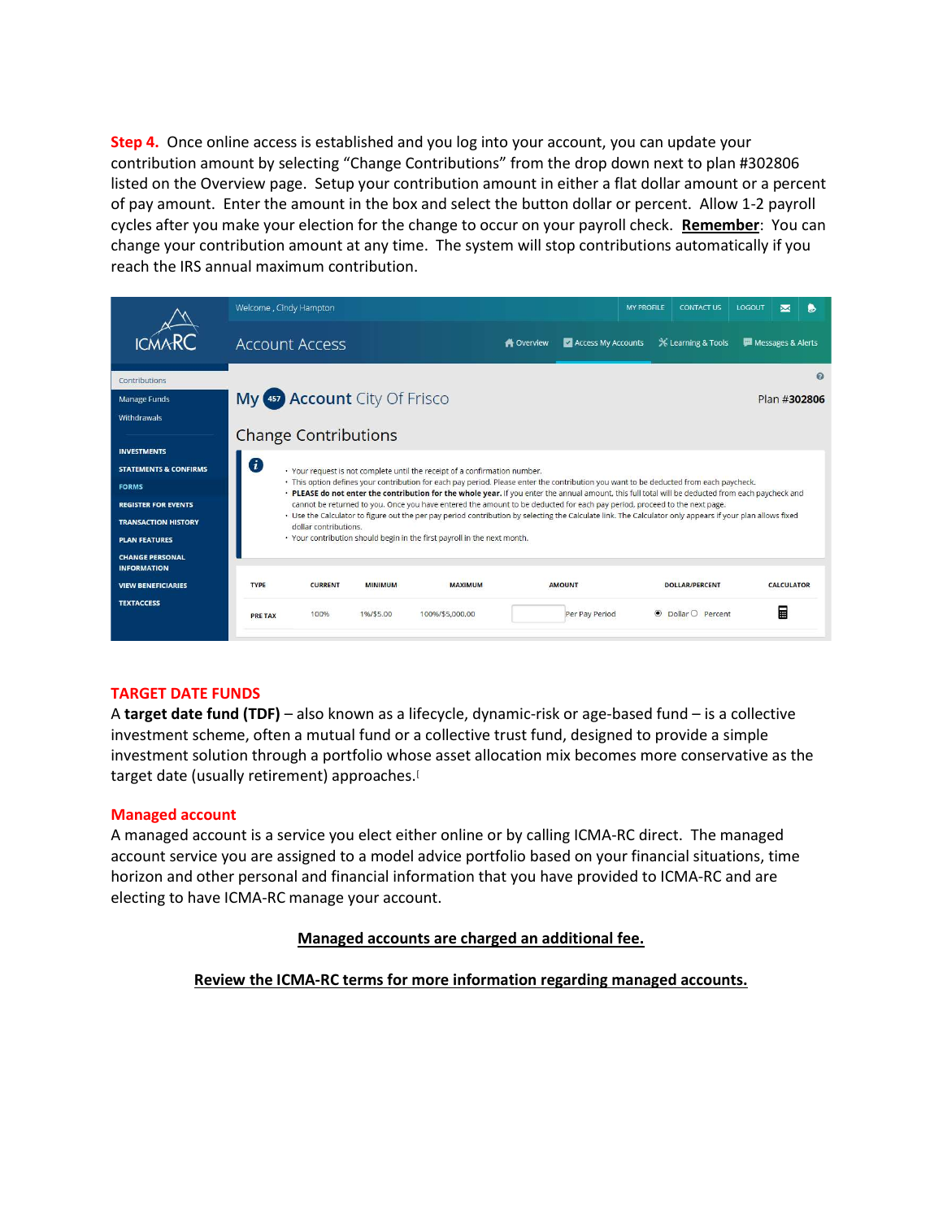**Step 4.** Once online access is established and you log into your account, you can update your contribution amount by selecting "Change Contributions" from the drop down next to plan #302806 listed on the Overview page. Setup your contribution amount in either a flat dollar amount or a percent of pay amount. Enter the amount in the box and select the button dollar or percent. Allow 1-2 payroll cycles after you make your election for the change to occur on your payroll check. **Remember**: You can change your contribution amount at any time. The system will stop contributions automatically if you reach the IRS annual maximum contribution.

Welcome , Cindy Hampton

MY PROFILE | CONTACT US | LOGOUT

ICMA-RC

Account Access

Overview | Access My Accounts | Learning & Tools | Messages & Alerts

Contributions
Manage Funds
Withdrawals

INVESTMENTS
STATEMENTS & CONFIRMS
FORMS
REGISTER FOR EVENTS
TRANSACTION HISTORY
PLAN FEATURES
CHANGE PERSONAL INFORMATION
VIEW BENEFICIARIES
TEXTACCESS

My 457 Account City Of Frisco

Plan #302806

Change Contributions

- Your request is not complete until the receipt of a confirmation number.
- This option defines your contribution for each pay period. Please enter the contribution you want to be deducted from each paycheck.
- **PLEASE do not enter the contribution for the whole year.** If you enter the annual amount, this full total will be deducted from each paycheck and cannot be returned to you. Once you have entered the amount to be deducted for each pay period, proceed to the next page.
- Use the Calculator to figure out the per pay period contribution by selecting the Calculate link. The Calculator only appears if your plan allows fixed dollar contributions.
- Your contribution should begin in the first payroll in the next month.

| TYPE | CURRENT | MINIMUM | MAXIMUM | AMOUNT | DOLLAR/PERCENT | CALCULATOR |
| --- | --- | --- | --- | --- | --- | --- |
| PRE TAX | 100% | 1%/$5.00 | 100%/$5,000.00 | Per Pay Period | Dollar Percent | |

## TARGET DATE FUNDS

A **target date fund (TDF)** – also known as a lifecycle, dynamic-risk or age-based fund – is a collective investment scheme, often a mutual fund or a collective trust fund, designed to provide a simple investment solution through a portfolio whose asset allocation mix becomes more conservative as the target date (usually retirement) approaches.[

## Managed account

A managed account is a service you elect either online or by calling ICMA-RC direct. The managed account service you are assigned to a model advice portfolio based on your financial situations, time horizon and other personal and financial information that you have provided to ICMA-RC and are electing to have ICMA-RC manage your account.

**Managed accounts are charged an additional fee.**

**Review the ICMA-RC terms for more information regarding managed accounts.**